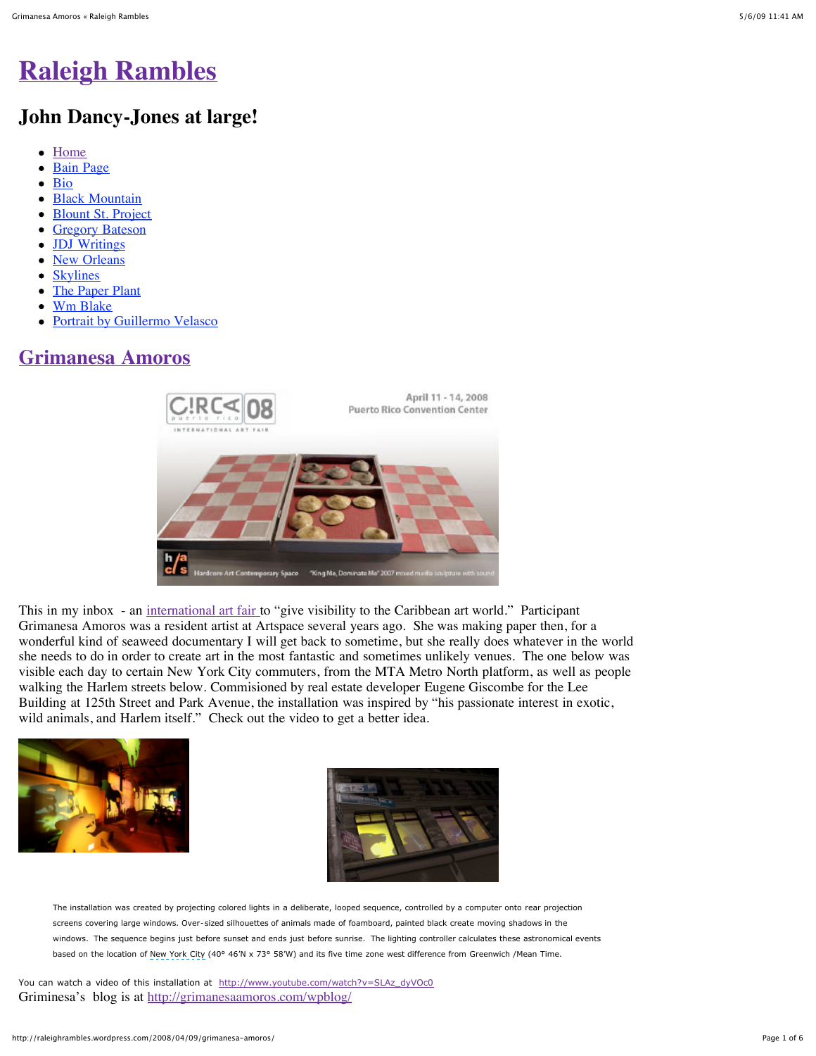# [Raleigh Rambles](#)

## John Dancy-Jones at large!

- [Home](#)
- [Bain Page](#)
- [Bio](#)
- [Black Mountain](#)
- [Blount St. Project](#)
- [Gregory Bateson](#)
- [JDJ Writings](#)
- [New Orleans](#)
- [Skylines](#)
- [The Paper Plant](#)
- [Wm Blake](#)
- [Portrait by Guillermo Velasco](#)

## [Grimanesa Amoros](#)

This in my inbox - an [international art fair](#) to "give visibility to the Caribbean art world." Participant Grimanesa Amoros was a resident artist at Artspace several years ago. She was making paper then, for a wonderful kind of seaweed documentary I will get back to sometime, but she really does whatever in the world she needs to do in order to create art in the most fantastic and sometimes unlikely venues. The one below was visible each day to certain New York City commuters, from the MTA Metro North platform, as well as people walking the Harlem streets below. Commisioned by real estate developer Eugene Giscombe for the Lee Building at 125th Street and Park Avenue, the installation was inspired by "his passionate interest in exotic, wild animals, and Harlem itself." Check out the video to get a better idea.

The installation was created by projecting colored lights in a deliberate, looped sequence, controlled by a computer onto rear projection screens covering large windows. Over-sized silhouettes of animals made of foamboard, painted black create moving shadows in the windows. The sequence begins just before sunset and ends just before sunrise. The lighting controller calculates these astronomical events based on the location of New York City (40° 46'N x 73° 58'W) and its five time zone west difference from Greenwich /Mean Time.

You can watch a video of this installation at [http://www.youtube.com/watch?v=SLAz_dyVOc0](http://www.youtube.com/watch?v=SLAz_dyVOc0)

Griminesa's blog is at [http://grimanesaamoros.com/wpblog/](http://grimanesaamoros.com/wpblog/)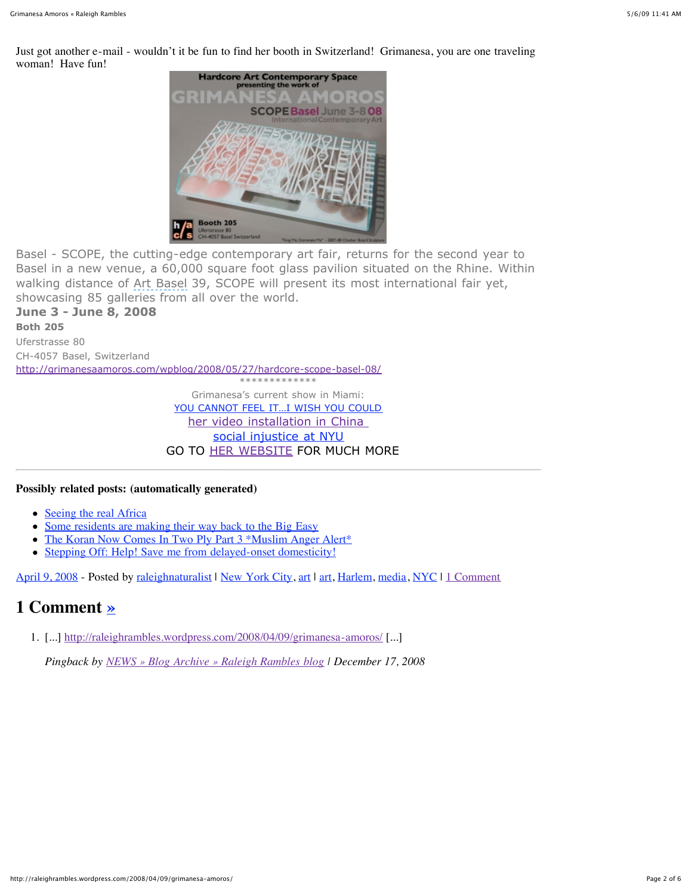Just got another e-mail - wouldn't it be fun to find her booth in Switzerland! Grimanesa, you are one traveling woman! Have fun!

Basel - SCOPE, the cutting-edge contemporary art fair, returns for the second year to Basel in a new venue, a 60,000 square foot glass pavilion situated on the Rhine. Within walking distance of Art Basel 39, SCOPE will present its most international fair yet, showcasing 85 galleries from all over the world.

**June 3 - June 8, 2008**

**Both 205**

Uferstrasse 80

CH-4057 Basel, Switzerland

[http://grimanesaamoros.com/wpblog/2008/05/27/hardcore-scope-basel-08/](http://grimanesaamoros.com/wpblog/2008/05/27/hardcore-scope-basel-08/)

*************

Grimanesa's current show in Miami:

[YOU CANNOT FEEL IT…I WISH YOU COULD]()

[her video installation in China]()

[social injustice at NYU]()

GO TO [HER WEBSITE]() FOR MUCH MORE

---

**Possibly related posts: (automatically generated)**

- [Seeing the real Africa]()
- [Some residents are making their way back to the Big Easy]()
- [The Koran Now Comes In Two Ply Part 3 *Muslim Anger Alert*]()
- [Stepping Off: Help! Save me from delayed-onset domesticity!]()

[April 9, 2008]() - Posted by [raleighnaturalist]() | [New York City](), [art]() | [art](), [Harlem](), [media](), [NYC]() | [1 Comment]()

## 1 Comment [»]()

1. [...] [http://raleighrambles.wordpress.com/2008/04/09/grimanesa-amoros/](http://raleighrambles.wordpress.com/2008/04/09/grimanesa-amoros/) [...]

   *Pingback by [NEWS » Blog Archive » Raleigh Rambles blog]() | December 17, 2008*